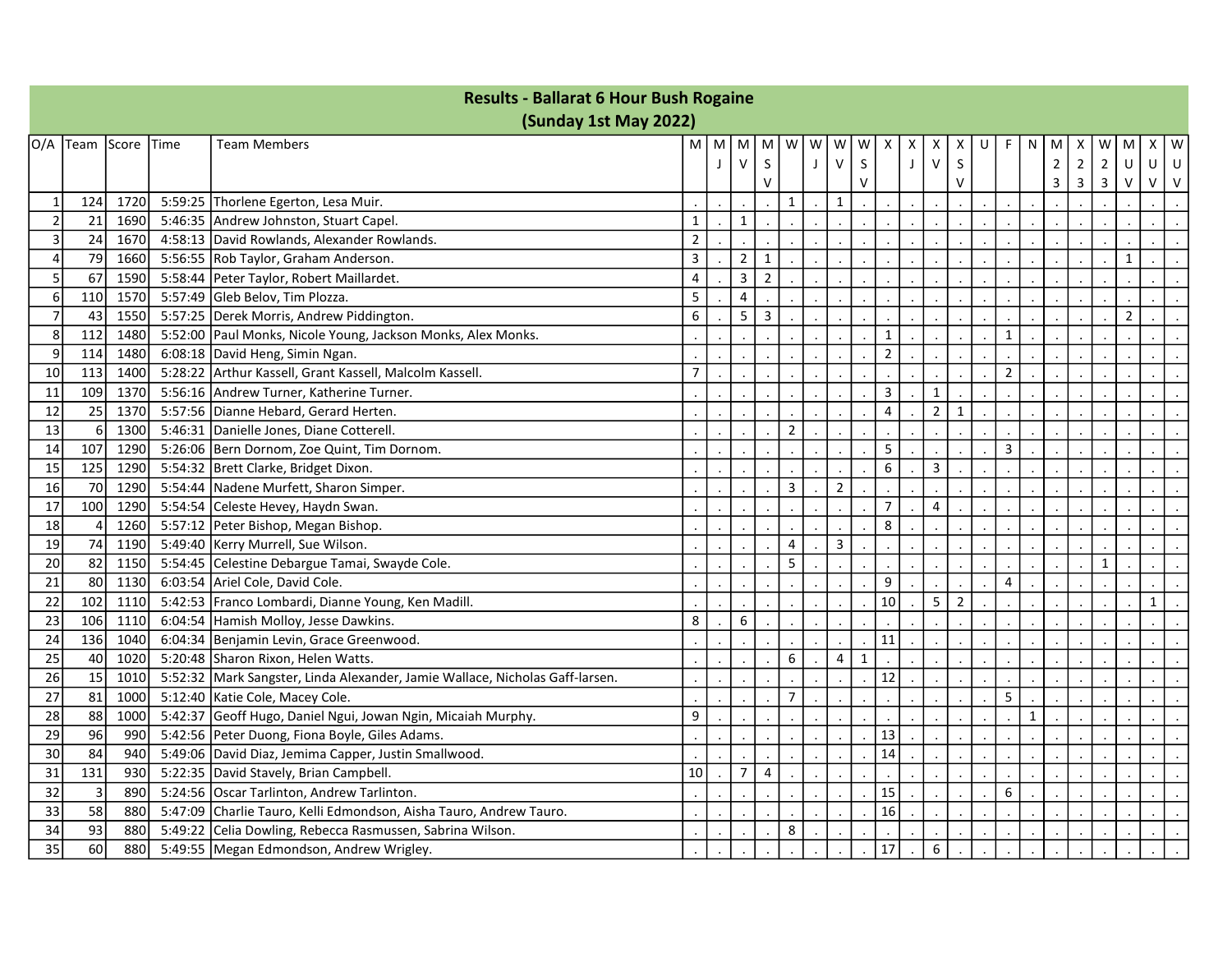# Results - Ballarat 6 Hour Bush Rogaine
## (Sunday 1st May 2022)

| O/A | Team | Score | Time | Team Members | M | MJ | MV | MSV | W | WJ | WV | WSV | X | XJ | XV | XSV | U | F | N | M23 | X23 | W23 | MUV | XUV | WUV |
|---|---|---|---|---|---|---|---|---|---|---|---|---|---|---|---|---|---|---|---|---|---|---|---|---|---|
| 1 | 124 | 1720 | 5:59:25 | Thorlene Egerton, Lesa Muir. | . | . | . | . | 1 | . | 1 | . | . | . | . | . | . | . | . | . | . | . | . | . | . |
| 2 | 21 | 1690 | 5:46:35 | Andrew Johnston, Stuart Capel. | 1 | . | 1 | . | . | . | . | . | . | . | . | . | . | . | . | . | . | . | . | . | . |
| 3 | 24 | 1670 | 4:58:13 | David Rowlands, Alexander Rowlands. | 2 | . | . | . | . | . | . | . | . | . | . | . | . | . | . | . | . | . | . | . | . |
| 4 | 79 | 1660 | 5:56:55 | Rob Taylor, Graham Anderson. | 3 | . | 2 | 1 | . | . | . | . | . | . | . | . | . | . | . | . | . | . | 1 | . | . |
| 5 | 67 | 1590 | 5:58:44 | Peter Taylor, Robert Maillardet. | 4 | . | 3 | 2 | . | . | . | . | . | . | . | . | . | . | . | . | . | . | . | . | . |
| 6 | 110 | 1570 | 5:57:49 | Gleb Belov, Tim Plozza. | 5 | . | 4 | . | . | . | . | . | . | . | . | . | . | . | . | . | . | . | . | . | . |
| 7 | 43 | 1550 | 5:57:25 | Derek Morris, Andrew Piddington. | 6 | . | 5 | 3 | . | . | . | . | . | . | . | . | . | . | . | . | . | . | 2 | . | . |
| 8 | 112 | 1480 | 5:52:00 | Paul Monks, Nicole Young, Jackson Monks, Alex Monks. | . | . | . | . | . | . | . | . | 1 | . | . | . | . | 1 | . | . | . | . | . | . | . |
| 9 | 114 | 1480 | 6:08:18 | David Heng, Simin Ngan. | . | . | . | . | . | . | . | . | 2 | . | . | . | . | . | . | . | . | . | . | . | . |
| 10 | 113 | 1400 | 5:28:22 | Arthur Kassell, Grant Kassell, Malcolm Kassell. | 7 | . | . | . | . | . | . | . | . | . | . | . | . | 2 | . | . | . | . | . | . | . |
| 11 | 109 | 1370 | 5:56:16 | Andrew Turner, Katherine Turner. | . | . | . | . | . | . | . | . | 3 | . | 1 | . | . | . | . | . | . | . | . | . | . |
| 12 | 25 | 1370 | 5:57:56 | Dianne Hebard, Gerard Herten. | . | . | . | . | . | . | . | . | 4 | . | 2 | 1 | . | . | . | . | . | . | . | . | . |
| 13 | 6 | 1300 | 5:46:31 | Danielle Jones, Diane Cotterell. | . | . | . | . | 2 | . | . | . | . | . | . | . | . | . | . | . | . | . | . | . | . |
| 14 | 107 | 1290 | 5:26:06 | Bern Dornom, Zoe Quint, Tim Dornom. | . | . | . | . | . | . | . | . | 5 | . | . | . | . | 3 | . | . | . | . | . | . | . |
| 15 | 125 | 1290 | 5:54:32 | Brett Clarke, Bridget Dixon. | . | . | . | . | . | . | . | . | 6 | . | 3 | . | . | . | . | . | . | . | . | . | . |
| 16 | 70 | 1290 | 5:54:44 | Nadene Murfett, Sharon Simper. | . | . | . | . | 3 | . | 2 | . | . | . | . | . | . | . | . | . | . | . | . | . | . |
| 17 | 100 | 1290 | 5:54:54 | Celeste Hevey, Haydn Swan. | . | . | . | . | . | . | . | . | 7 | . | 4 | . | . | . | . | . | . | . | . | . | . |
| 18 | 4 | 1260 | 5:57:12 | Peter Bishop, Megan Bishop. | . | . | . | . | . | . | . | . | 8 | . | . | . | . | . | . | . | . | . | . | . | . |
| 19 | 74 | 1190 | 5:49:40 | Kerry Murrell, Sue Wilson. | . | . | . | . | 4 | . | 3 | . | . | . | . | . | . | . | . | . | . | . | . | . | . |
| 20 | 82 | 1150 | 5:54:45 | Celestine Debargue Tamai, Swayde Cole. | . | . | . | . | 5 | . | . | . | . | . | . | . | . | . | . | . | . | 1 | . | . | . |
| 21 | 80 | 1130 | 6:03:54 | Ariel Cole, David Cole. | . | . | . | . | . | . | . | . | 9 | . | . | . | . | 4 | . | . | . | . | . | . | . |
| 22 | 102 | 1110 | 5:42:53 | Franco Lombardi, Dianne Young, Ken Madill. | . | . | . | . | . | . | . | . | 10 | . | 5 | 2 | . | . | . | . | . | . | . | 1 | . |
| 23 | 106 | 1110 | 6:04:54 | Hamish Molloy, Jesse Dawkins. | 8 | . | 6 | . | . | . | . | . | . | . | . | . | . | . | . | . | . | . | . | . | . |
| 24 | 136 | 1040 | 6:04:34 | Benjamin Levin, Grace Greenwood. | . | . | . | . | . | . | . | . | 11 | . | . | . | . | . | . | . | . | . | . | . | . |
| 25 | 40 | 1020 | 5:20:48 | Sharon Rixon, Helen Watts. | . | . | . | . | 6 | . | 4 | 1 | . | . | . | . | . | . | . | . | . | . | . | . | . |
| 26 | 15 | 1010 | 5:52:32 | Mark Sangster, Linda Alexander, Jamie Wallace, Nicholas Gaff-larsen. | . | . | . | . | . | . | . | . | 12 | . | . | . | . | . | . | . | . | . | . | . | . |
| 27 | 81 | 1000 | 5:12:40 | Katie Cole, Macey Cole. | . | . | . | . | 7 | . | . | . | . | . | . | . | . | 5 | . | . | . | . | . | . | . |
| 28 | 88 | 1000 | 5:42:37 | Geoff Hugo, Daniel Ngui, Jowan Ngin, Micaiah Murphy. | 9 | . | . | . | . | . | . | . | . | . | . | . | . | . | 1 | . | . | . | . | . | . |
| 29 | 96 | 990 | 5:42:56 | Peter Duong, Fiona Boyle, Giles Adams. | . | . | . | . | . | . | . | . | 13 | . | . | . | . | . | . | . | . | . | . | . | . |
| 30 | 84 | 940 | 5:49:06 | David Diaz, Jemima Capper, Justin Smallwood. | . | . | . | . | . | . | . | . | 14 | . | . | . | . | . | . | . | . | . | . | . | . |
| 31 | 131 | 930 | 5:22:35 | David Stavely, Brian Campbell. | 10 | . | 7 | 4 | . | . | . | . | . | . | . | . | . | . | . | . | . | . | . | . | . |
| 32 | 3 | 890 | 5:24:56 | Oscar Tarlinton, Andrew Tarlinton. | . | . | . | . | . | . | . | . | 15 | . | . | . | . | 6 | . | . | . | . | . | . | . |
| 33 | 58 | 880 | 5:47:09 | Charlie Tauro, Kelli Edmondson, Aisha Tauro, Andrew Tauro. | . | . | . | . | . | . | . | . | 16 | . | . | . | . | . | . | . | . | . | . | . | . |
| 34 | 93 | 880 | 5:49:22 | Celia Dowling, Rebecca Rasmussen, Sabrina Wilson. | . | . | . | . | 8 | . | . | . | . | . | . | . | . | . | . | . | . | . | . | . | . |
| 35 | 60 | 880 | 5:49:55 | Megan Edmondson, Andrew Wrigley. | . | . | . | . | . | . | . | . | 17 | . | 6 | . | . | . | . | . | . | . | . | . | . |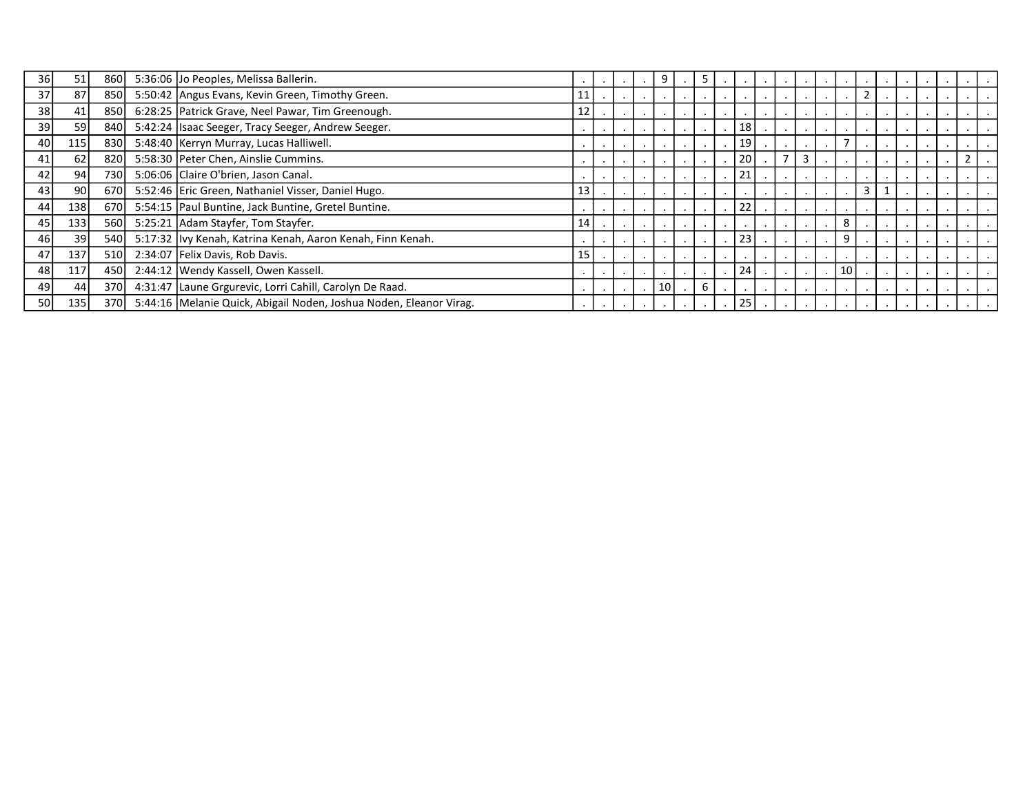| | | | | | | | | | | | | | | | | | | | | | | | | | |
|---|---|---|---|---|---|---|---|---|---|---|---|---|---|---|---|---|---|---|---|---|---|---|---|---|---|
| 36 | 51 | 860 | 5:36:06 | Jo Peoples, Melissa Ballerin. | . | . | . | . | 9 | . | 5 | . | . | . | . | . | . | . | . | . | . | . | . | . | . |
| 37 | 87 | 850 | 5:50:42 | Angus Evans, Kevin Green, Timothy Green. | 11 | . | . | . | . | . | . | . | . | . | . | . | . | . | 2 | . | . | . | . | . | . |
| 38 | 41 | 850 | 6:28:25 | Patrick Grave, Neel Pawar, Tim Greenough. | 12 | . | . | . | . | . | . | . | . | . | . | . | . | . | . | . | . | . | . | . | . |
| 39 | 59 | 840 | 5:42:24 | Isaac Seeger, Tracy Seeger, Andrew Seeger. | . | . | . | . | . | . | . | . | 18 | . | . | . | . | . | . | . | . | . | . | . | . |
| 40 | 115 | 830 | 5:48:40 | Kerryn Murray, Lucas Halliwell. | . | . | . | . | . | . | . | . | 19 | . | . | . | . | 7 | . | . | . | . | . | . | . |
| 41 | 62 | 820 | 5:58:30 | Peter Chen, Ainslie Cummins. | . | . | . | . | . | . | . | . | 20 | . | 7 | 3 | . | . | . | . | . | . | . | 2 | . |
| 42 | 94 | 730 | 5:06:06 | Claire O'brien, Jason Canal. | . | . | . | . | . | . | . | . | 21 | . | . | . | . | . | . | . | . | . | . | . | . |
| 43 | 90 | 670 | 5:52:46 | Eric Green, Nathaniel Visser, Daniel Hugo. | 13 | . | . | . | . | . | . | . | . | . | . | . | . | . | 3 | 1 | . | . | . | . | . |
| 44 | 138 | 670 | 5:54:15 | Paul Buntine, Jack Buntine, Gretel Buntine. | . | . | . | . | . | . | . | . | 22 | . | . | . | . | . | . | . | . | . | . | . | . |
| 45 | 133 | 560 | 5:25:21 | Adam Stayfer, Tom Stayfer. | 14 | . | . | . | . | . | . | . | . | . | . | . | . | 8 | . | . | . | . | . | . | . |
| 46 | 39 | 540 | 5:17:32 | Ivy Kenah, Katrina Kenah, Aaron Kenah, Finn Kenah. | . | . | . | . | . | . | . | . | 23 | . | . | . | . | 9 | . | . | . | . | . | . | . |
| 47 | 137 | 510 | 2:34:07 | Felix Davis, Rob Davis. | 15 | . | . | . | . | . | . | . | . | . | . | . | . | . | . | . | . | . | . | . | . |
| 48 | 117 | 450 | 2:44:12 | Wendy Kassell, Owen Kassell. | . | . | . | . | . | . | . | . | 24 | . | . | . | . | 10 | . | . | . | . | . | . | . |
| 49 | 44 | 370 | 4:31:47 | Laune Grgurevic, Lorri Cahill, Carolyn De Raad. | . | . | . | . | 10 | . | 6 | . | . | . | . | . | . | . | . | . | . | . | . | . | . |
| 50 | 135 | 370 | 5:44:16 | Melanie Quick, Abigail Noden, Joshua Noden, Eleanor Virag. | . | . | . | . | . | . | . | . | 25 | . | . | . | . | . | . | . | . | . | . | . | . |